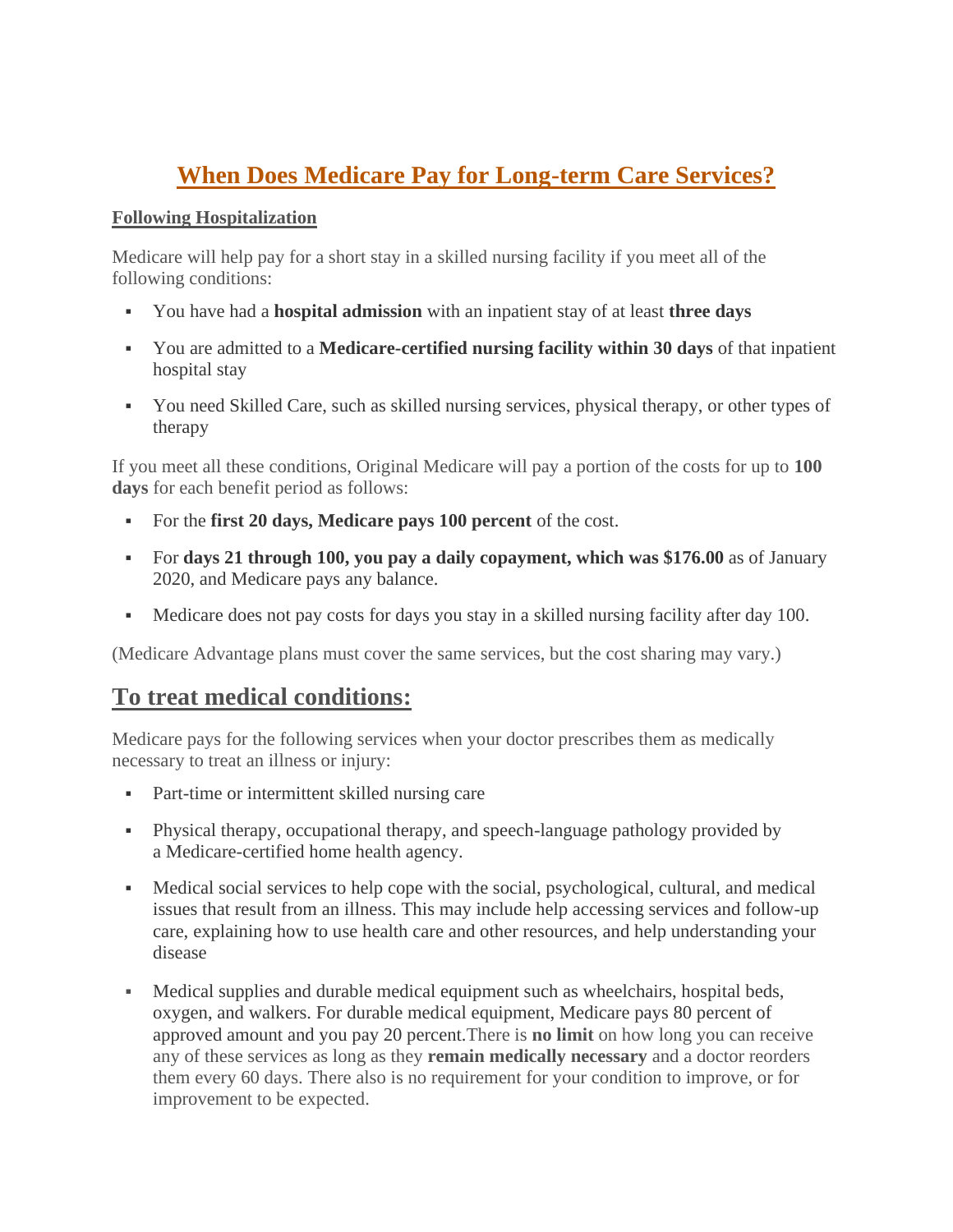# When Does Medicare Pay for Long-term Care Services?

**Following Hospitalization**

Medicare will help pay for a short stay in a skilled nursing facility if you meet all of the following conditions:

- You have had a **hospital admission** with an inpatient stay of at least **three days**
- You are admitted to a **Medicare-certified nursing facility within 30 days** of that inpatient hospital stay
- You need Skilled Care, such as skilled nursing services, physical therapy, or other types of therapy

If you meet all these conditions, Original Medicare will pay a portion of the costs for up to **100 days** for each benefit period as follows:

- For the **first 20 days, Medicare pays 100 percent** of the cost.
- For **days 21 through 100, you pay a daily copayment, which was $176.00** as of January 2020, and Medicare pays any balance.
- Medicare does not pay costs for days you stay in a skilled nursing facility after day 100.

(Medicare Advantage plans must cover the same services, but the cost sharing may vary.)

## To treat medical conditions:

Medicare pays for the following services when your doctor prescribes them as medically necessary to treat an illness or injury:

- Part-time or intermittent skilled nursing care
- Physical therapy, occupational therapy, and speech-language pathology provided by a Medicare-certified home health agency.
- Medical social services to help cope with the social, psychological, cultural, and medical issues that result from an illness. This may include help accessing services and follow-up care, explaining how to use health care and other resources, and help understanding your disease
- Medical supplies and durable medical equipment such as wheelchairs, hospital beds, oxygen, and walkers. For durable medical equipment, Medicare pays 80 percent of approved amount and you pay 20 percent.There is **no limit** on how long you can receive any of these services as long as they **remain medically necessary** and a doctor reorders them every 60 days. There also is no requirement for your condition to improve, or for improvement to be expected.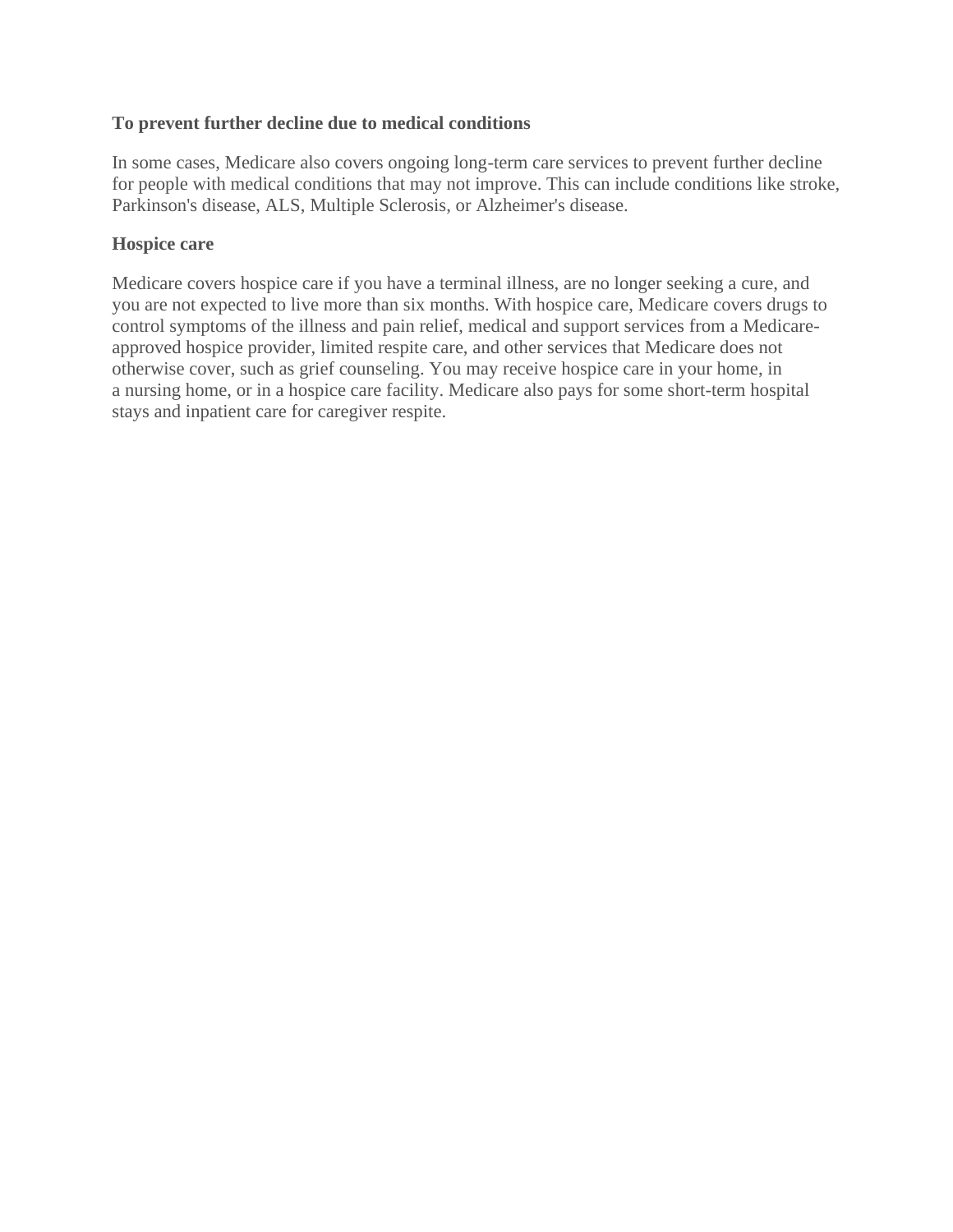**To prevent further decline due to medical conditions**

In some cases, Medicare also covers ongoing long-term care services to prevent further decline for people with medical conditions that may not improve. This can include conditions like stroke, Parkinson's disease, ALS, Multiple Sclerosis, or Alzheimer's disease.

**Hospice care**

Medicare covers hospice care if you have a terminal illness, are no longer seeking a cure, and you are not expected to live more than six months. With hospice care, Medicare covers drugs to control symptoms of the illness and pain relief, medical and support services from a Medicare-approved hospice provider, limited respite care, and other services that Medicare does not otherwise cover, such as grief counseling. You may receive hospice care in your home, in a nursing home, or in a hospice care facility. Medicare also pays for some short-term hospital stays and inpatient care for caregiver respite.